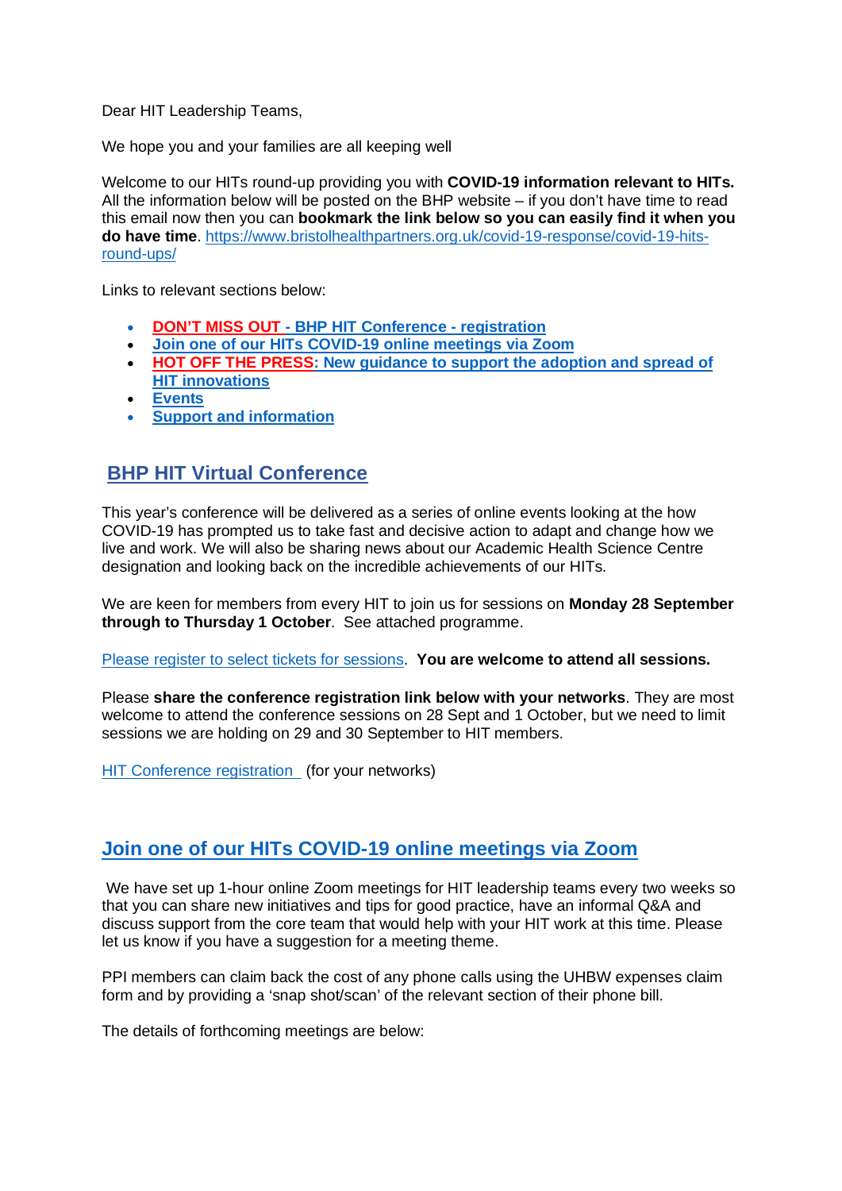Dear HIT Leadership Teams,

We hope you and your families are all keeping well

Welcome to our HITs round-up providing you with **COVID-19 information relevant to HITs.** All the information below will be posted on the BHP website – if you don't have time to read this email now then you can **bookmark the link below so you can easily find it when you do have time**. https://www.bristolhealthpartners.org.uk/covid-19-response/covid-19-hits-round-ups/

Links to relevant sections below:

- **DON'T MISS OUT - BHP HIT Conference - registration**
- **Join one of our HITs COVID-19 online meetings via Zoom**
- **HOT OFF THE PRESS: New guidance to support the adoption and spread of HIT innovations**
- **Events**
- **Support and information**

## BHP HIT Virtual Conference

This year's conference will be delivered as a series of online events looking at the how COVID-19 has prompted us to take fast and decisive action to adapt and change how we live and work. We will also be sharing news about our Academic Health Science Centre designation and looking back on the incredible achievements of our HITs.

We are keen for members from every HIT to join us for sessions on **Monday 28 September through to Thursday 1 October**. See attached programme.

Please register to select tickets for sessions. **You are welcome to attend all sessions.**

Please **share the conference registration link below with your networks**. They are most welcome to attend the conference sessions on 28 Sept and 1 October, but we need to limit sessions we are holding on 29 and 30 September to HIT members.

HIT Conference registration (for your networks)

## Join one of our HITs COVID-19 online meetings via Zoom

We have set up 1-hour online Zoom meetings for HIT leadership teams every two weeks so that you can share new initiatives and tips for good practice, have an informal Q&A and discuss support from the core team that would help with your HIT work at this time. Please let us know if you have a suggestion for a meeting theme.

PPI members can claim back the cost of any phone calls using the UHBW expenses claim form and by providing a 'snap shot/scan' of the relevant section of their phone bill.

The details of forthcoming meetings are below: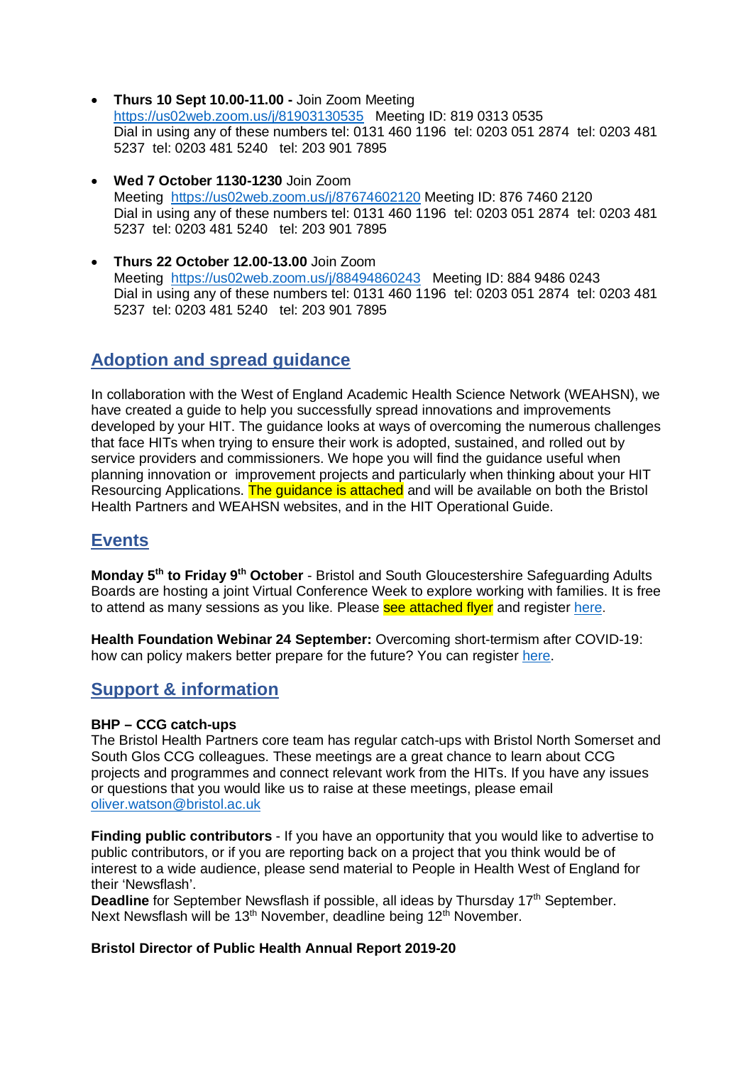- **Thurs 10 Sept 10.00-11.00 -** Join Zoom Meeting
  https://us02web.zoom.us/j/81903130535 Meeting ID: 819 0313 0535
  Dial in using any of these numbers tel: 0131 460 1196 tel: 0203 051 2874 tel: 0203 481 5237 tel: 0203 481 5240 tel: 203 901 7895

- **Wed 7 October 1130-1230** Join Zoom Meeting https://us02web.zoom.us/j/87674602120 Meeting ID: 876 7460 2120
  Dial in using any of these numbers tel: 0131 460 1196 tel: 0203 051 2874 tel: 0203 481 5237 tel: 0203 481 5240 tel: 203 901 7895

- **Thurs 22 October 12.00-13.00** Join Zoom Meeting https://us02web.zoom.us/j/88494860243 Meeting ID: 884 9486 0243
  Dial in using any of these numbers tel: 0131 460 1196 tel: 0203 051 2874 tel: 0203 481 5237 tel: 0203 481 5240 tel: 203 901 7895

## Adoption and spread guidance

In collaboration with the West of England Academic Health Science Network (WEAHSN), we have created a guide to help you successfully spread innovations and improvements developed by your HIT. The guidance looks at ways of overcoming the numerous challenges that face HITs when trying to ensure their work is adopted, sustained, and rolled out by service providers and commissioners. We hope you will find the guidance useful when planning innovation or improvement projects and particularly when thinking about your HIT Resourcing Applications. The guidance is attached and will be available on both the Bristol Health Partners and WEAHSN websites, and in the HIT Operational Guide.

## Events

**Monday 5th to Friday 9th October** - Bristol and South Gloucestershire Safeguarding Adults Boards are hosting a joint Virtual Conference Week to explore working with families. It is free to attend as many sessions as you like. Please see attached flyer and register here.

**Health Foundation Webinar 24 September:** Overcoming short-termism after COVID-19: how can policy makers better prepare for the future? You can register here.

## Support & information

**BHP – CCG catch-ups**
The Bristol Health Partners core team has regular catch-ups with Bristol North Somerset and South Glos CCG colleagues. These meetings are a great chance to learn about CCG projects and programmes and connect relevant work from the HITs. If you have any issues or questions that you would like us to raise at these meetings, please email oliver.watson@bristol.ac.uk

**Finding public contributors** - If you have an opportunity that you would like to advertise to public contributors, or if you are reporting back on a project that you think would be of interest to a wide audience, please send material to People in Health West of England for their 'Newsflash'.
**Deadline** for September Newsflash if possible, all ideas by Thursday 17th September. Next Newsflash will be 13th November, deadline being 12th November.

**Bristol Director of Public Health Annual Report 2019-20**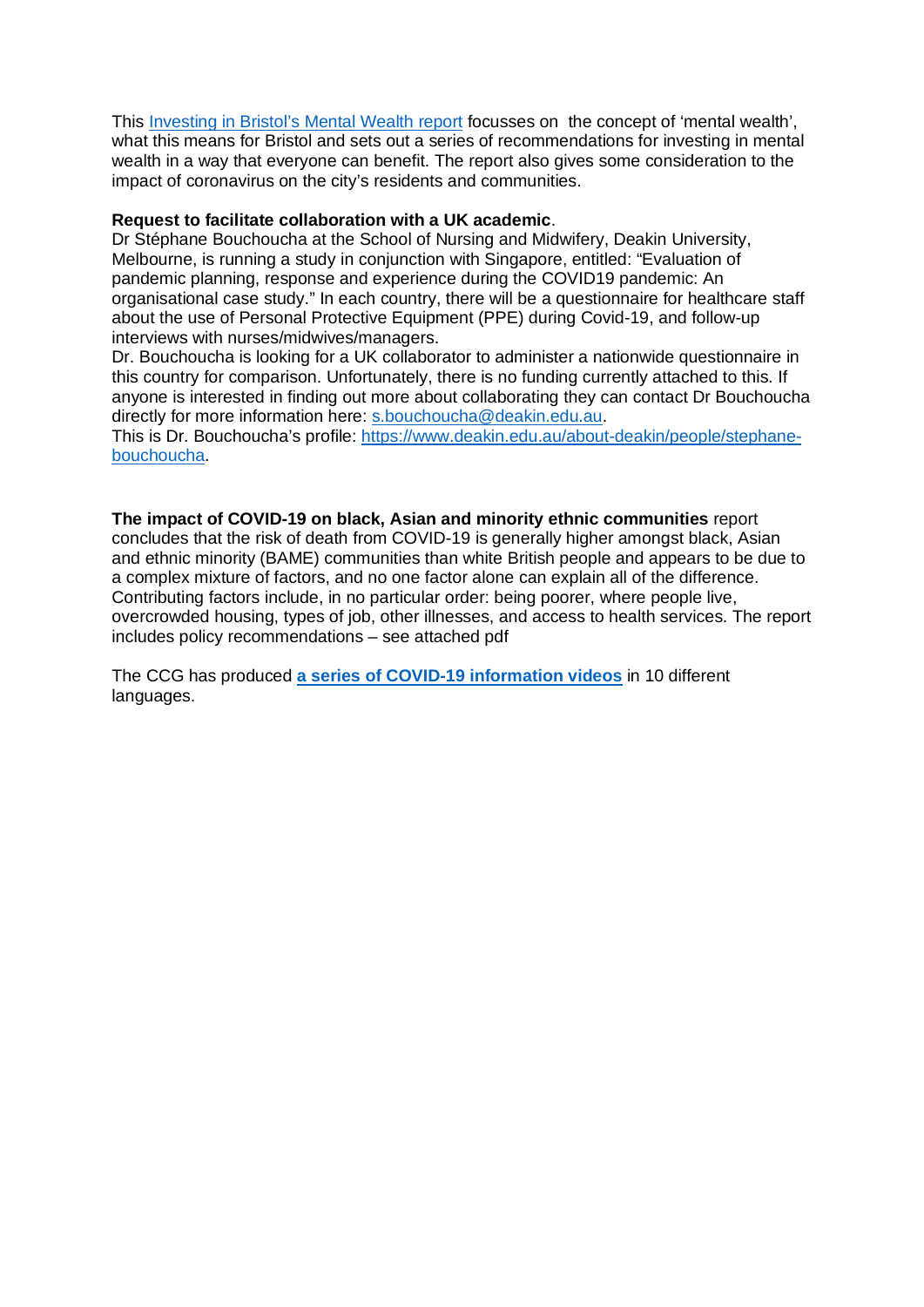This [Investing in Bristol's Mental Wealth report]() focusses on  the concept of 'mental wealth', what this means for Bristol and sets out a series of recommendations for investing in mental wealth in a way that everyone can benefit. The report also gives some consideration to the impact of coronavirus on the city's residents and communities.

**Request to facilitate collaboration with a UK academic**.
Dr Stéphane Bouchoucha at the School of Nursing and Midwifery, Deakin University, Melbourne, is running a study in conjunction with Singapore, entitled: "Evaluation of pandemic planning, response and experience during the COVID19 pandemic: An organisational case study." In each country, there will be a questionnaire for healthcare staff about the use of Personal Protective Equipment (PPE) during Covid-19, and follow-up interviews with nurses/midwives/managers.
Dr. Bouchoucha is looking for a UK collaborator to administer a nationwide questionnaire in this country for comparison. Unfortunately, there is no funding currently attached to this. If anyone is interested in finding out more about collaborating they can contact Dr Bouchoucha directly for more information here: s.bouchoucha@deakin.edu.au.
This is Dr. Bouchoucha's profile: https://www.deakin.edu.au/about-deakin/people/stephane-bouchoucha.

**The impact of COVID-19 on black, Asian and minority ethnic communities** report concludes that the risk of death from COVID-19 is generally higher amongst black, Asian and ethnic minority (BAME) communities than white British people and appears to be due to a complex mixture of factors, and no one factor alone can explain all of the difference. Contributing factors include, in no particular order: being poorer, where people live, overcrowded housing, types of job, other illnesses, and access to health services. The report includes policy recommendations – see attached pdf

The CCG has produced **[a series of COVID-19 information videos]()** in 10 different languages.